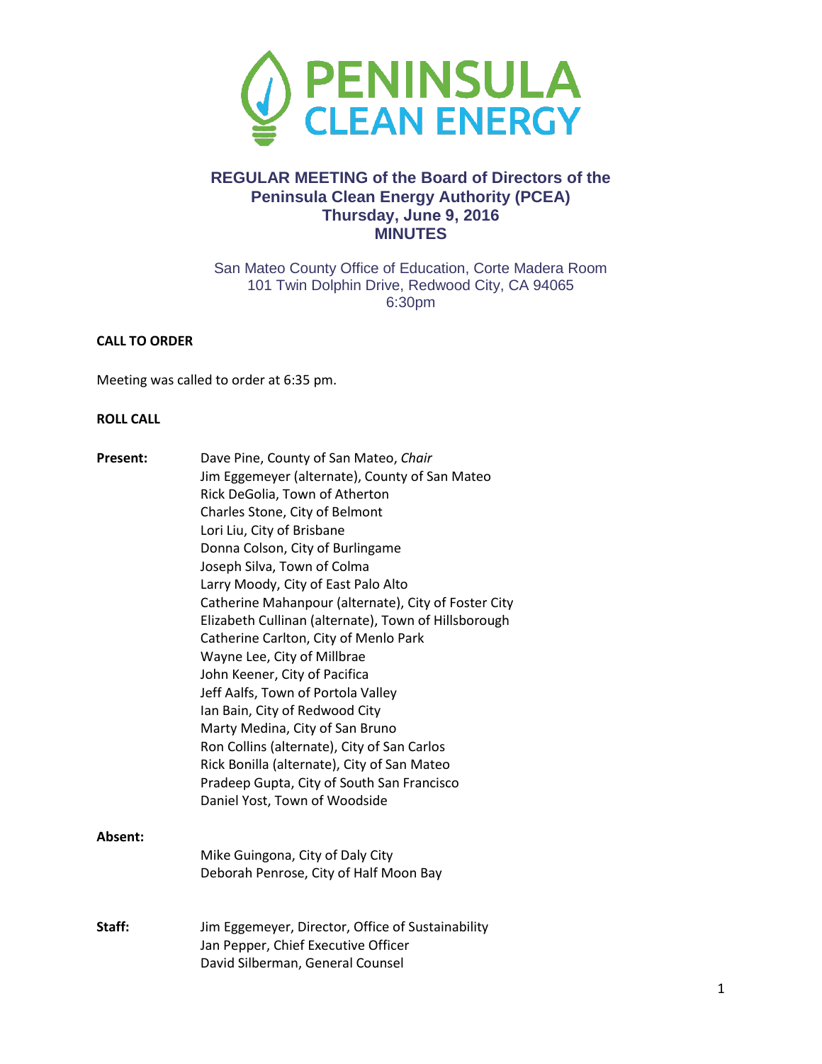# REGULAR MEETING of the Board of Directors of the Peninsula Clean Energy Authority (PCEA)
## Thursday, June 9, 2016
## MINUTES

San Mateo County Office of Education, Corte Madera Room
101 Twin Dolphin Drive, Redwood City, CA 94065
6:30pm

**CALL TO ORDER**

Meeting was called to order at 6:35 pm.

**ROLL CALL**

**Present:**

Dave Pine, County of San Mateo, *Chair*
Jim Eggemeyer (alternate), County of San Mateo
Rick DeGolia, Town of Atherton
Charles Stone, City of Belmont
Lori Liu, City of Brisbane
Donna Colson, City of Burlingame
Joseph Silva, Town of Colma
Larry Moody, City of East Palo Alto
Catherine Mahanpour (alternate), City of Foster City
Elizabeth Cullinan (alternate), Town of Hillsborough
Catherine Carlton, City of Menlo Park
Wayne Lee, City of Millbrae
John Keener, City of Pacifica
Jeff Aalfs, Town of Portola Valley
Ian Bain, City of Redwood City
Marty Medina, City of San Bruno
Ron Collins (alternate), City of San Carlos
Rick Bonilla (alternate), City of San Mateo
Pradeep Gupta, City of South San Francisco
Daniel Yost, Town of Woodside

**Absent:**

Mike Guingona, City of Daly City
Deborah Penrose, City of Half Moon Bay

**Staff:**

Jim Eggemeyer, Director, Office of Sustainability
Jan Pepper, Chief Executive Officer
David Silberman, General Counsel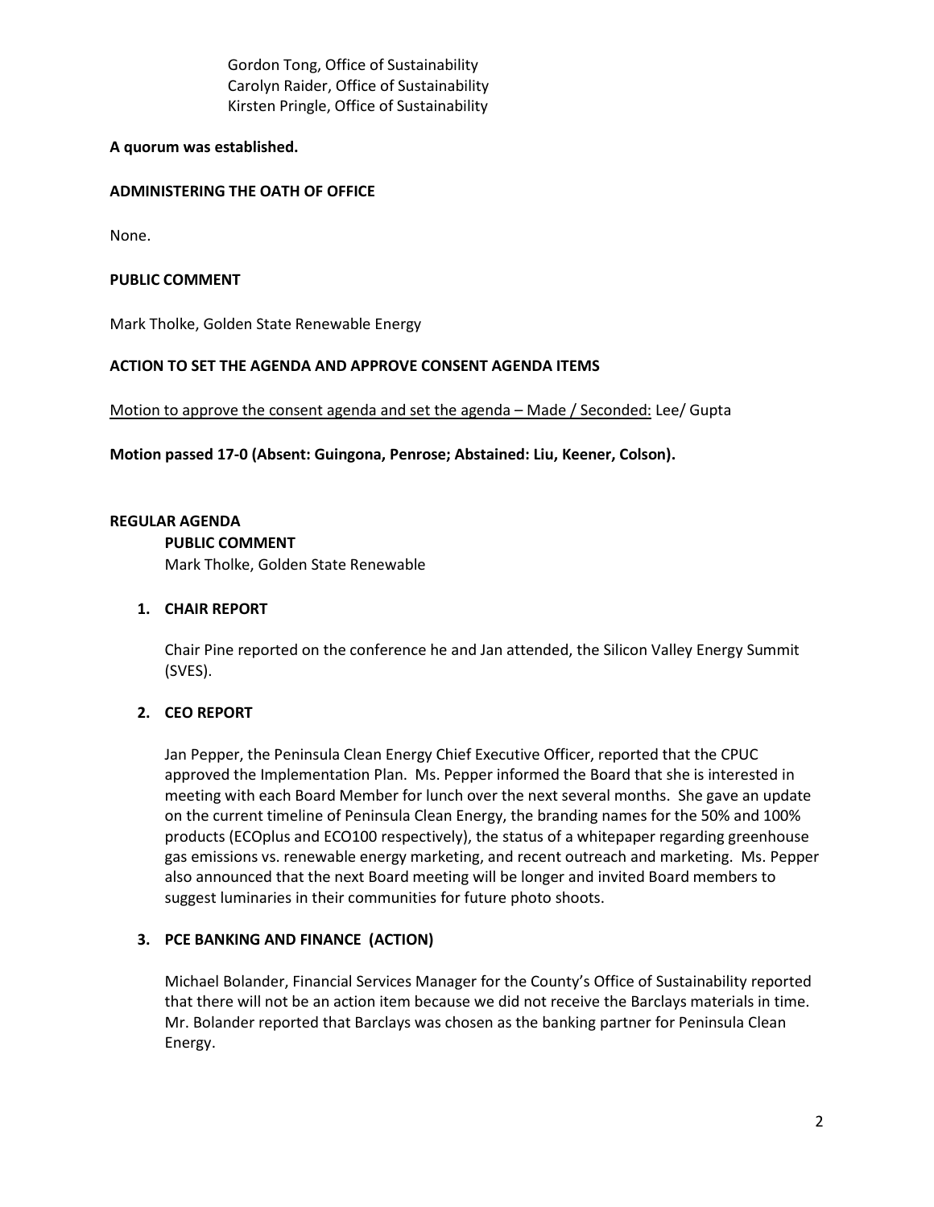Gordon Tong, Office of Sustainability
Carolyn Raider, Office of Sustainability
Kirsten Pringle, Office of Sustainability

**A quorum was established.**

**ADMINISTERING THE OATH OF OFFICE**

None.

**PUBLIC COMMENT**

Mark Tholke, Golden State Renewable Energy

**ACTION TO SET THE AGENDA AND APPROVE CONSENT AGENDA ITEMS**

<u>Motion to approve the consent agenda and set the agenda – Made / Seconded:</u> Lee/ Gupta

**Motion passed 17-0 (Absent: Guingona, Penrose; Abstained: Liu, Keener, Colson).**

**REGULAR AGENDA**

**PUBLIC COMMENT**

Mark Tholke, Golden State Renewable

1. **CHAIR REPORT**

   Chair Pine reported on the conference he and Jan attended, the Silicon Valley Energy Summit (SVES).

2. **CEO REPORT**

   Jan Pepper, the Peninsula Clean Energy Chief Executive Officer, reported that the CPUC approved the Implementation Plan. Ms. Pepper informed the Board that she is interested in meeting with each Board Member for lunch over the next several months. She gave an update on the current timeline of Peninsula Clean Energy, the branding names for the 50% and 100% products (ECOplus and ECO100 respectively), the status of a whitepaper regarding greenhouse gas emissions vs. renewable energy marketing, and recent outreach and marketing. Ms. Pepper also announced that the next Board meeting will be longer and invited Board members to suggest luminaries in their communities for future photo shoots.

3. **PCE BANKING AND FINANCE (ACTION)**

   Michael Bolander, Financial Services Manager for the County's Office of Sustainability reported that there will not be an action item because we did not receive the Barclays materials in time. Mr. Bolander reported that Barclays was chosen as the banking partner for Peninsula Clean Energy.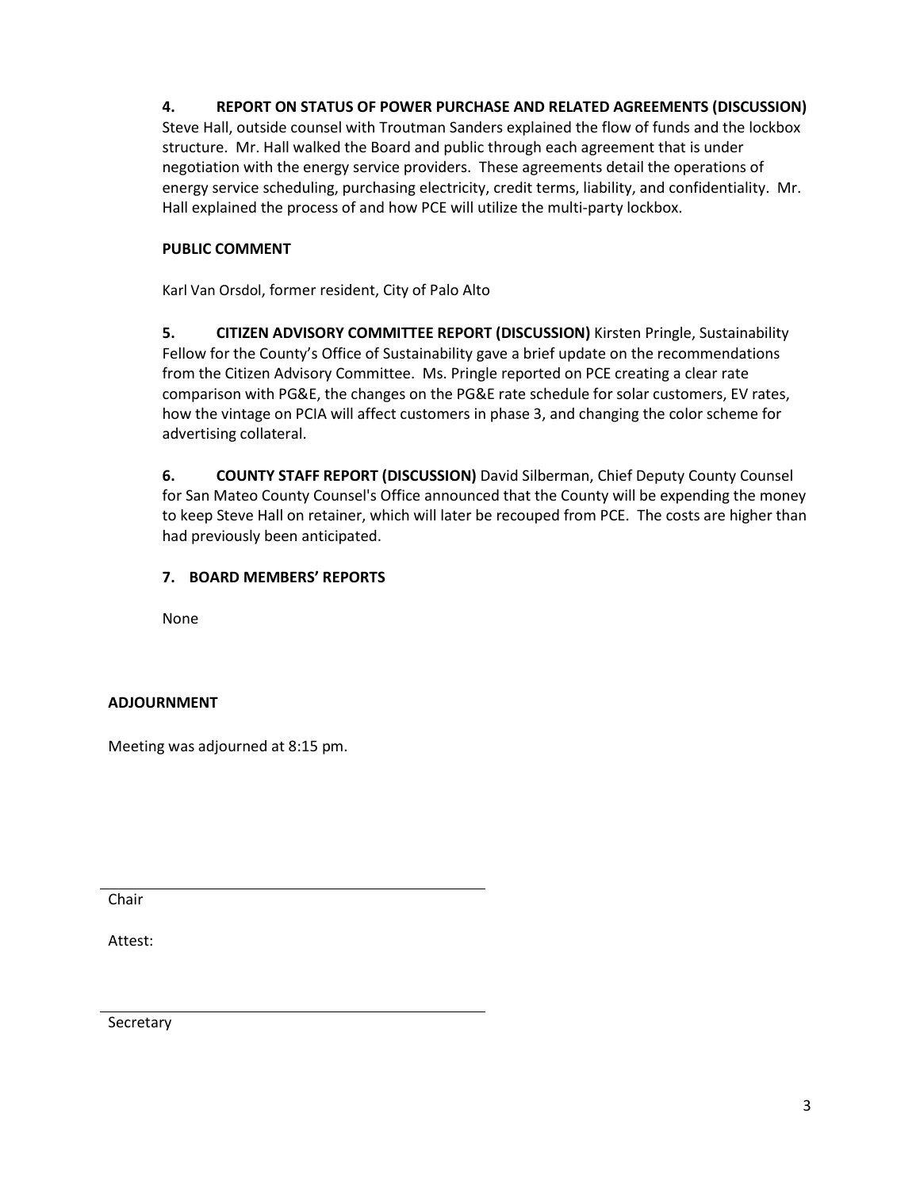**4. REPORT ON STATUS OF POWER PURCHASE AND RELATED AGREEMENTS (DISCUSSION)** Steve Hall, outside counsel with Troutman Sanders explained the flow of funds and the lockbox structure. Mr. Hall walked the Board and public through each agreement that is under negotiation with the energy service providers. These agreements detail the operations of energy service scheduling, purchasing electricity, credit terms, liability, and confidentiality. Mr. Hall explained the process of and how PCE will utilize the multi-party lockbox.

**PUBLIC COMMENT**

Karl Van Orsdol, former resident, City of Palo Alto

**5. CITIZEN ADVISORY COMMITTEE REPORT (DISCUSSION)** Kirsten Pringle, Sustainability Fellow for the County's Office of Sustainability gave a brief update on the recommendations from the Citizen Advisory Committee. Ms. Pringle reported on PCE creating a clear rate comparison with PG&E, the changes on the PG&E rate schedule for solar customers, EV rates, how the vintage on PCIA will affect customers in phase 3, and changing the color scheme for advertising collateral.

**6. COUNTY STAFF REPORT (DISCUSSION)** David Silberman, Chief Deputy County Counsel for San Mateo County Counsel's Office announced that the County will be expending the money to keep Steve Hall on retainer, which will later be recouped from PCE. The costs are higher than had previously been anticipated.

**7. BOARD MEMBERS' REPORTS**

None

**ADJOURNMENT**

Meeting was adjourned at 8:15 pm.

______________________________

Chair

Attest:

______________________________

Secretary